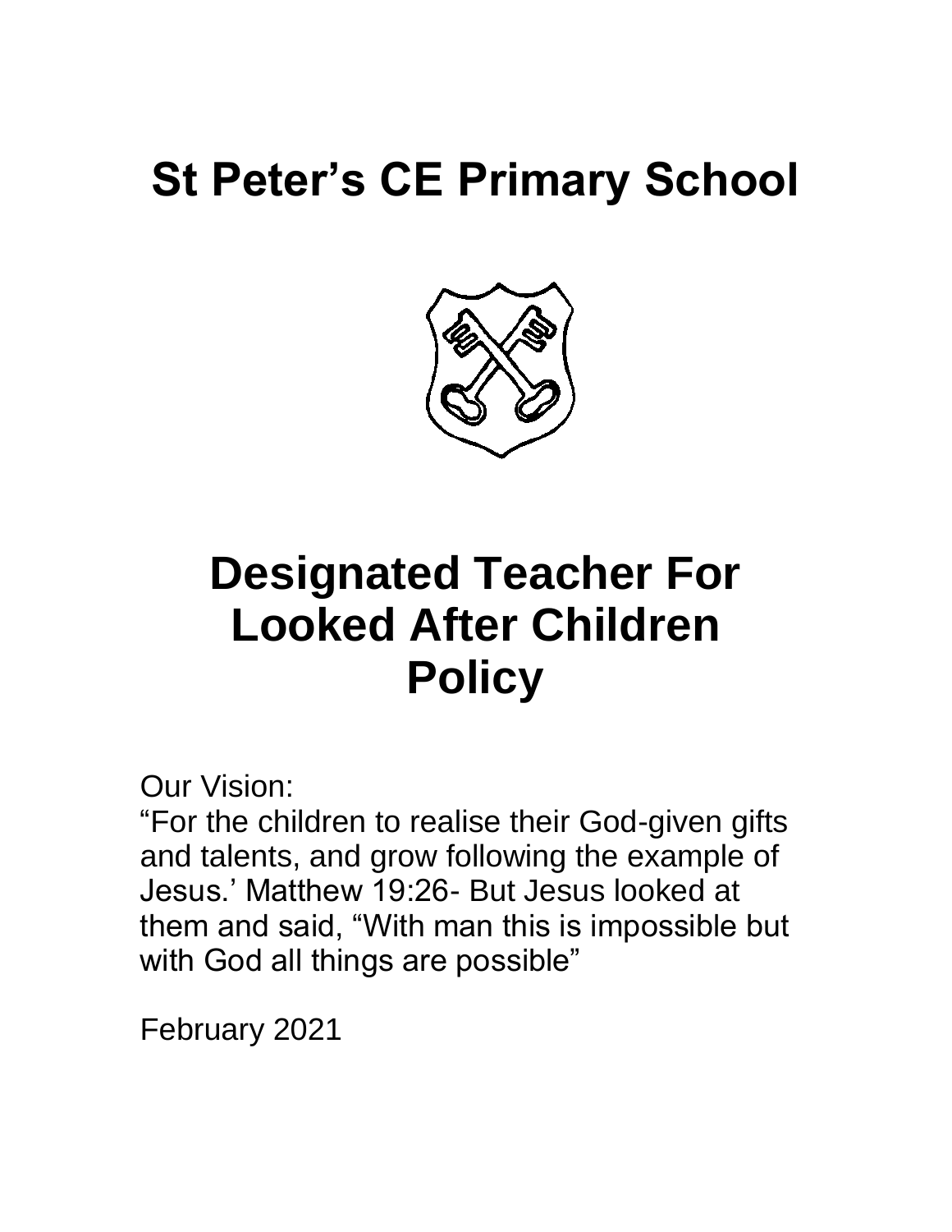# St Peter's CE Primary School

# Designated Teacher For Looked After Children Policy

Our Vision:

"For the children to realise their God-given gifts and talents, and grow following the example of Jesus.' Matthew 19:26- But Jesus looked at them and said, "With man this is impossible but with God all things are possible"

February 2021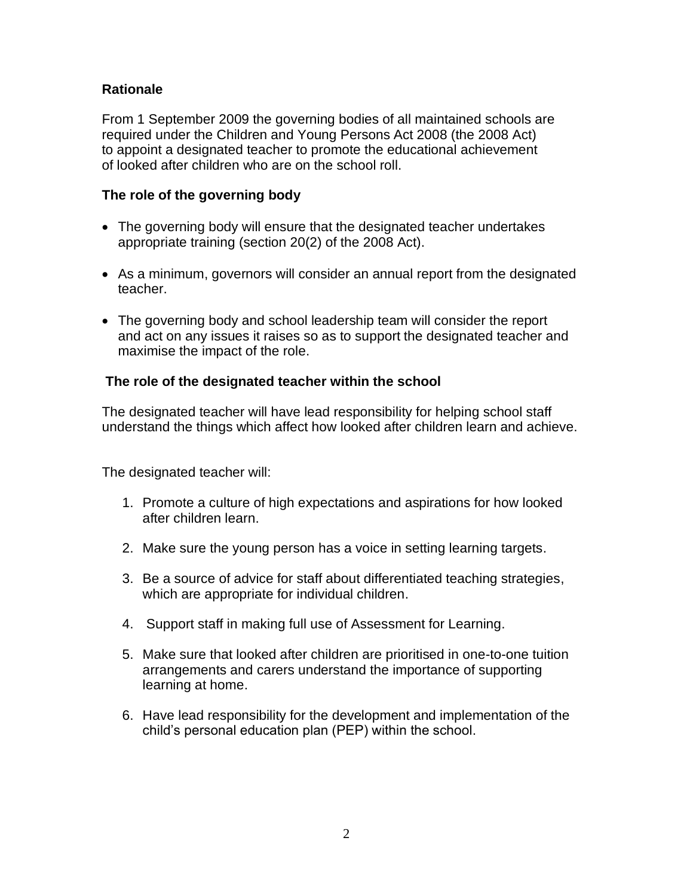## Rationale

From 1 September 2009 the governing bodies of all maintained schools are required under the Children and Young Persons Act 2008 (the 2008 Act) to appoint a designated teacher to promote the educational achievement of looked after children who are on the school roll.

## The role of the governing body

- The governing body will ensure that the designated teacher undertakes appropriate training (section 20(2) of the 2008 Act).
- As a minimum, governors will consider an annual report from the designated teacher.
- The governing body and school leadership team will consider the report and act on any issues it raises so as to support the designated teacher and maximise the impact of the role.

## The role of the designated teacher within the school

The designated teacher will have lead responsibility for helping school staff understand the things which affect how looked after children learn and achieve.

The designated teacher will:

1. Promote a culture of high expectations and aspirations for how looked after children learn.
2. Make sure the young person has a voice in setting learning targets.
3. Be a source of advice for staff about differentiated teaching strategies, which are appropriate for individual children.
4. Support staff in making full use of Assessment for Learning.
5. Make sure that looked after children are prioritised in one-to-one tuition arrangements and carers understand the importance of supporting learning at home.
6. Have lead responsibility for the development and implementation of the child's personal education plan (PEP) within the school.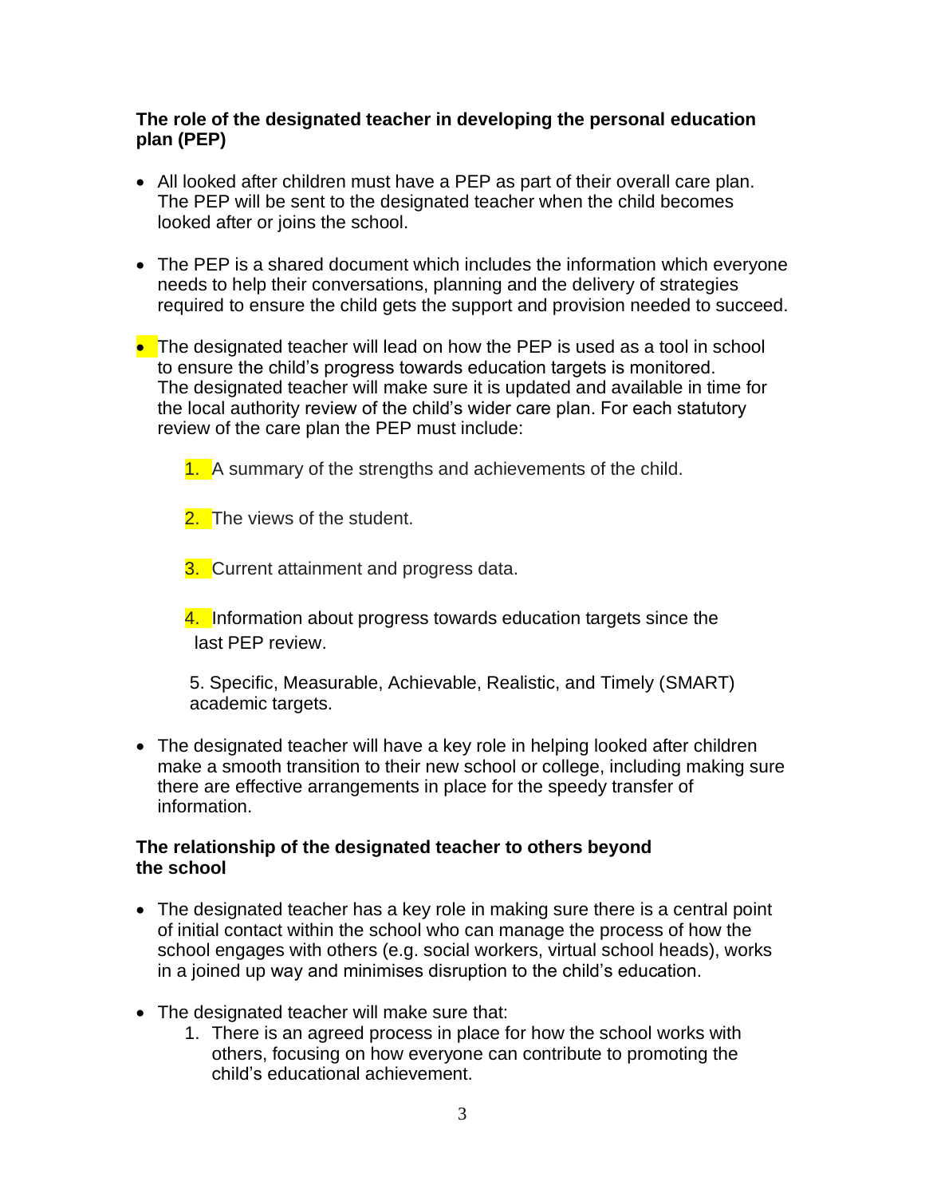**The role of the designated teacher in developing the personal education plan (PEP)**

- All looked after children must have a PEP as part of their overall care plan. The PEP will be sent to the designated teacher when the child becomes looked after or joins the school.

- The PEP is a shared document which includes the information which everyone needs to help their conversations, planning and the delivery of strategies required to ensure the child gets the support and provision needed to succeed.

- The designated teacher will lead on how the PEP is used as a tool in school to ensure the child's progress towards education targets is monitored. The designated teacher will make sure it is updated and available in time for the local authority review of the child's wider care plan. For each statutory review of the care plan the PEP must include:

    1. A summary of the strengths and achievements of the child.
    2. The views of the student.
    3. Current attainment and progress data.
    4. Information about progress towards education targets since the last PEP review.
    5. Specific, Measurable, Achievable, Realistic, and Timely (SMART) academic targets.

- The designated teacher will have a key role in helping looked after children make a smooth transition to their new school or college, including making sure there are effective arrangements in place for the speedy transfer of information.

**The relationship of the designated teacher to others beyond the school**

- The designated teacher has a key role in making sure there is a central point of initial contact within the school who can manage the process of how the school engages with others (e.g. social workers, virtual school heads), works in a joined up way and minimises disruption to the child's education.

- The designated teacher will make sure that:
    1. There is an agreed process in place for how the school works with others, focusing on how everyone can contribute to promoting the child's educational achievement.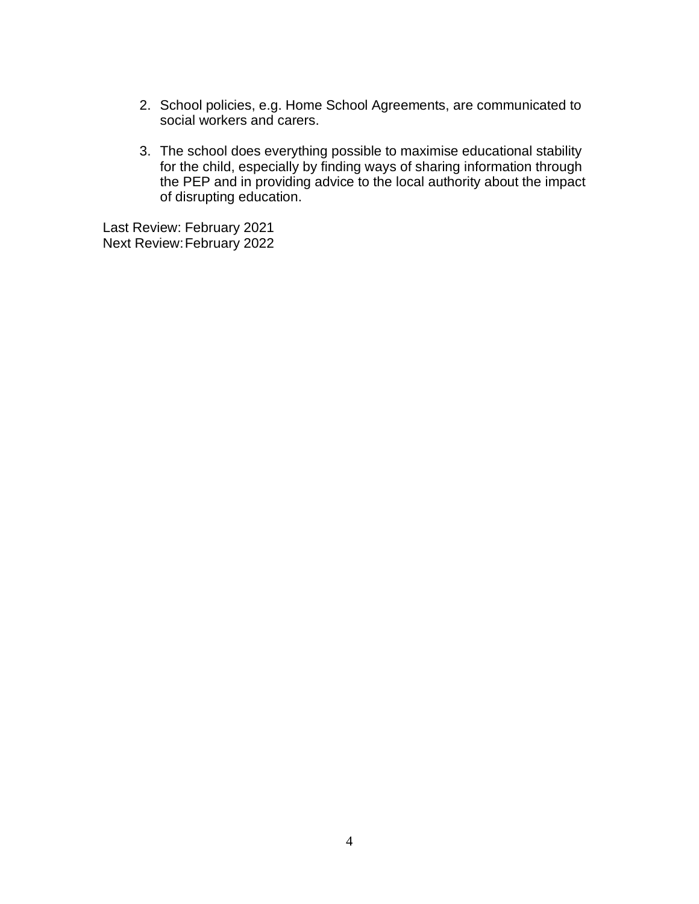2. School policies, e.g. Home School Agreements, are communicated to social workers and carers.

3. The school does everything possible to maximise educational stability for the child, especially by finding ways of sharing information through the PEP and in providing advice to the local authority about the impact of disrupting education.

Last Review: February 2021
Next Review: February 2022